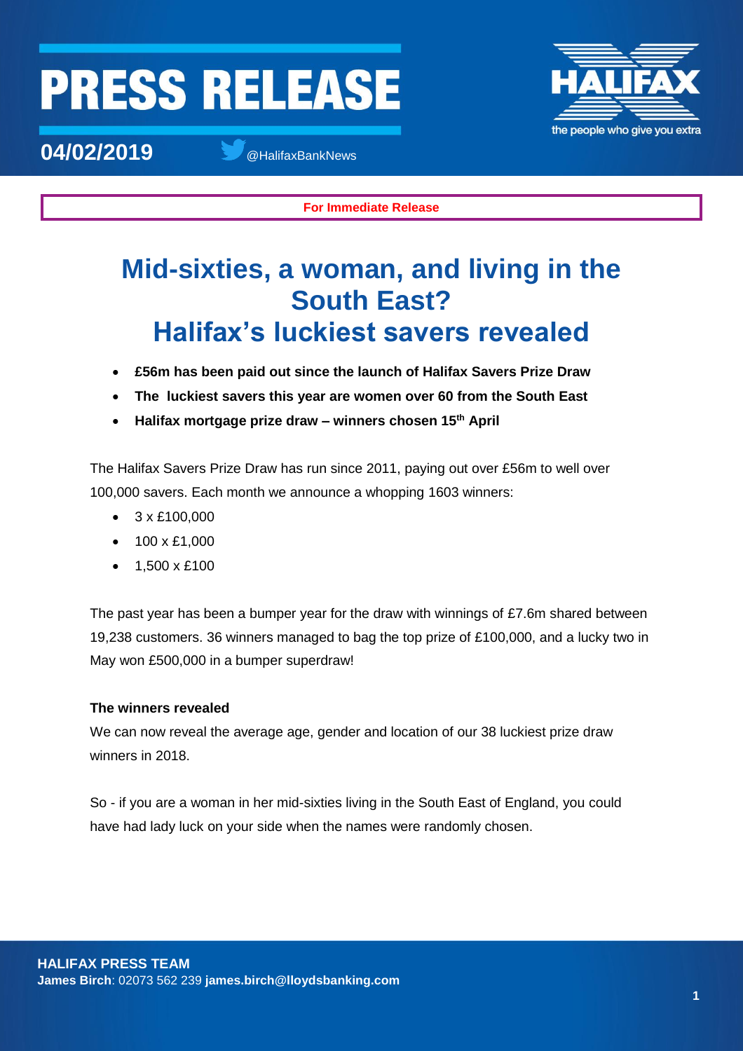# PRESS RELEASE

**04/02/2019** @HalifaxBankNews

HALIFAX
the people who give you extra

**For Immediate Release**

# Mid-sixties, a woman, and living in the South East? Halifax's luckiest savers revealed

- **£56m has been paid out since the launch of Halifax Savers Prize Draw**
- **The luckiest savers this year are women over 60 from the South East**
- **Halifax mortgage prize draw – winners chosen 15th April**

The Halifax Savers Prize Draw has run since 2011, paying out over £56m to well over 100,000 savers. Each month we announce a whopping 1603 winners:

- 3 x £100,000
- 100 x £1,000
- 1,500 x £100

The past year has been a bumper year for the draw with winnings of £7.6m shared between 19,238 customers. 36 winners managed to bag the top prize of £100,000, and a lucky two in May won £500,000 in a bumper superdraw!

**The winners revealed**

We can now reveal the average age, gender and location of our 38 luckiest prize draw winners in 2018.

So - if you are a woman in her mid-sixties living in the South East of England, you could have had lady luck on your side when the names were randomly chosen.

**HALIFAX PRESS TEAM**
**James Birch**: 02073 562 239 **james.birch@lloydsbanking.com**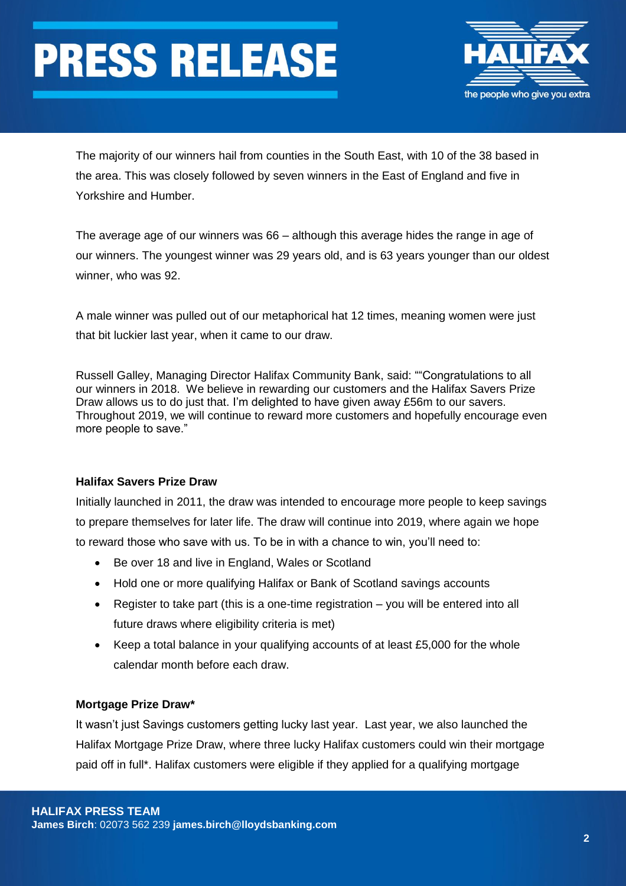The majority of our winners hail from counties in the South East, with 10 of the 38 based in the area. This was closely followed by seven winners in the East of England and five in Yorkshire and Humber.

The average age of our winners was 66 – although this average hides the range in age of our winners. The youngest winner was 29 years old, and is 63 years younger than our oldest winner, who was 92.

A male winner was pulled out of our metaphorical hat 12 times, meaning women were just that bit luckier last year, when it came to our draw.

Russell Galley, Managing Director Halifax Community Bank, said: ""Congratulations to all our winners in 2018. We believe in rewarding our customers and the Halifax Savers Prize Draw allows us to do just that. I'm delighted to have given away £56m to our savers. Throughout 2019, we will continue to reward more customers and hopefully encourage even more people to save."

**Halifax Savers Prize Draw**

Initially launched in 2011, the draw was intended to encourage more people to keep savings to prepare themselves for later life. The draw will continue into 2019, where again we hope to reward those who save with us. To be in with a chance to win, you'll need to:

- Be over 18 and live in England, Wales or Scotland
- Hold one or more qualifying Halifax or Bank of Scotland savings accounts
- Register to take part (this is a one-time registration – you will be entered into all future draws where eligibility criteria is met)
- Keep a total balance in your qualifying accounts of at least £5,000 for the whole calendar month before each draw.

**Mortgage Prize Draw***

It wasn't just Savings customers getting lucky last year. Last year, we also launched the Halifax Mortgage Prize Draw, where three lucky Halifax customers could win their mortgage paid off in full*. Halifax customers were eligible if they applied for a qualifying mortgage

**HALIFAX PRESS TEAM**
**James Birch**: 02073 562 239 **james.birch@lloydsbanking.com**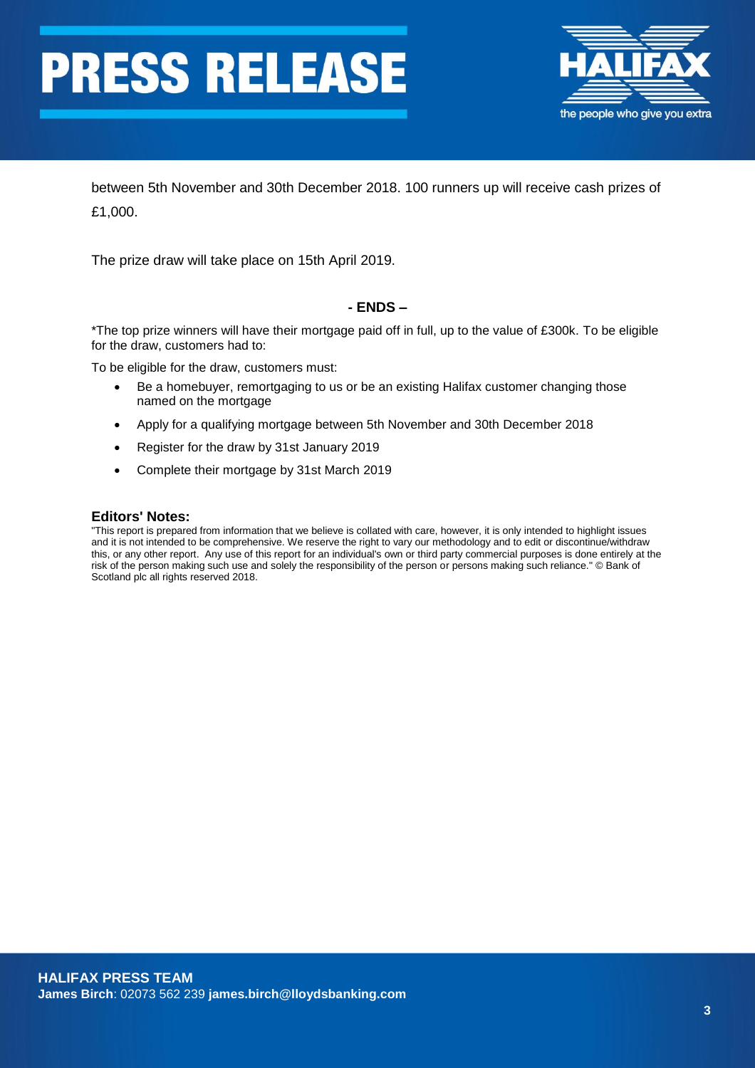between 5th November and 30th December 2018. 100 runners up will receive cash prizes of £1,000.

The prize draw will take place on 15th April 2019.

**- ENDS –**

*The top prize winners will have their mortgage paid off in full, up to the value of £300k. To be eligible for the draw, customers had to:

To be eligible for the draw, customers must:

- Be a homebuyer, remortgaging to us or be an existing Halifax customer changing those named on the mortgage
- Apply for a qualifying mortgage between 5th November and 30th December 2018
- Register for the draw by 31st January 2019
- Complete their mortgage by 31st March 2019

**Editors' Notes:**

"This report is prepared from information that we believe is collated with care, however, it is only intended to highlight issues and it is not intended to be comprehensive. We reserve the right to vary our methodology and to edit or discontinue/withdraw this, or any other report. Any use of this report for an individual's own or third party commercial purposes is done entirely at the risk of the person making such use and solely the responsibility of the person or persons making such reliance." © Bank of Scotland plc all rights reserved 2018.

**HALIFAX PRESS TEAM**
**James Birch**: 02073 562 239 **james.birch@lloydsbanking.com**